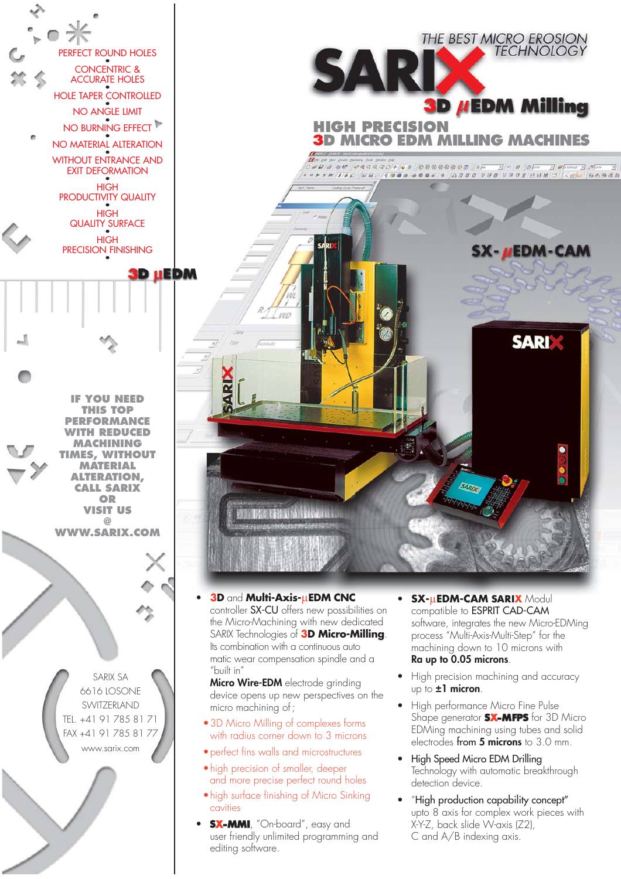# SARIX

THE BEST MICRO EROSION TECHNOLOGY

## 3D µEDM Milling

## HIGH PRECISION 3D MICRO EDM MILLING MACHINES

SX-µEDM-CAM

- PERFECT ROUND HOLES
- CONCENTRIC & ACCURATE HOLES
- HOLE TAPER CONTROLLED
- NO ANGLE LIMIT
- NO BURNING EFFECT
- NO MATERIAL ALTERATION
- WITHOUT ENTRANCE AND EXIT DEFORMATION
- HIGH PRODUCTIVITY QUALITY
- HIGH QUALITY SURFACE
- HIGH PRECISION FINISHING

**3D µEDM**

**IF YOU NEED THIS TOP PERFORMANCE WITH REDUCED MACHINING TIMES, WITHOUT MATERIAL ALTERATION, CALL SARIX OR VISIT US @ WWW.SARIX.COM**

SARIX SA
6616 LOSONE
SWITZERLAND
TEL. +41 91 785 81 71
FAX +41 91 785 81 77
www.sarix.com

- **3D** and **Multi-Axis-µEDM CNC** controller SX-CU offers new possibilities on the Micro-Machining with new dedicated SARIX Technologies of **3D Micro-Milling**. Its combination with a continuous automatic wear compensation spindle and a "built in" **Micro Wire-EDM** electrode grinding device opens up new perspectives on the micro machining of;
  - 3D Micro Milling of complexes forms with radius corner down to 3 microns
  - perfect fins walls and microstructures
  - high precision of smaller, deeper and more precise perfect round holes
  - high surface finishing of Micro Sinking cavities
- **SX-MMI**, "On-board", easy and user friendly unlimited programming and editing software.
- **SX-µEDM-CAM SARIX** Modul compatible to ESPRIT CAD-CAM software, integrates the new Micro-EDMing process "Multi-Axis-Multi-Step" for the machining down to 10 microns with **Ra up to 0.05 microns**.
- High precision machining and accuracy up to **±1 micron**.
- High performance Micro Fine Pulse Shape generator **SX-MFPS** for 3D Micro EDMing machining using tubes and solid electrodes **from 5 microns** to 3.0 mm.
- High Speed Micro EDM Drilling Technology with automatic breakthrough detection device.
- "High production capability concept" upto 8 axis for complex work pieces with X-Y-Z, back slide W-axis (Z2), C and A/B indexing axis.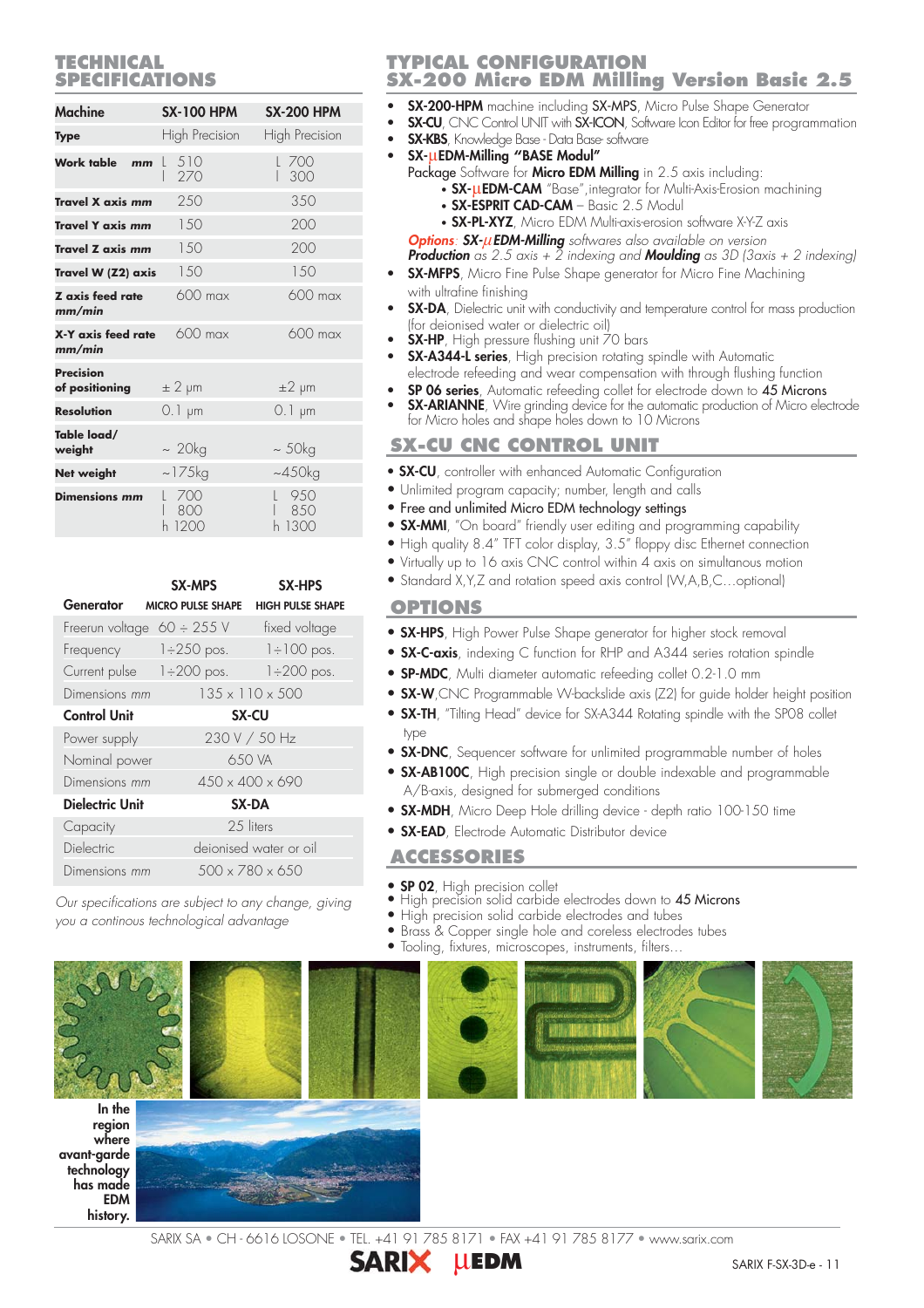## TECHNICAL SPECIFICATIONS

| Machine | SX-100 HPM | SX-200 HPM |
|---|---|---|
| Type | High Precision | High Precision |
| Work table mm | L 510<br>l 270 | L 700<br>l 300 |
| Travel X axis mm | 250 | 350 |
| Travel Y axis mm | 150 | 200 |
| Travel Z axis mm | 150 | 200 |
| Travel W (Z2) axis | 150 | 150 |
| Z axis feed rate mm/min | 600 max | 600 max |
| X-Y axis feed rate mm/min | 600 max | 600 max |
| Precision of positioning | ± 2 µm | ±2 µm |
| Resolution | 0.1 µm | 0.1 µm |
| Table load/ weight | ~ 20kg | ~ 50kg |
| Net weight | ~175kg | ~450kg |
| Dimensions mm | L 700<br>l 800<br>h 1200 | L 950<br>l 850<br>h 1300 |

| Generator | SX-MPS<br>MICRO PULSE SHAPE | SX-HPS<br>HIGH PULSE SHAPE |
|---|---|---|
| Freerun voltage | 60 ÷ 255 V | fixed voltage |
| Frequency | 1÷250 pos. | 1÷100 pos. |
| Current pulse | 1÷200 pos. | 1÷200 pos. |
| Dimensions mm | 135 x 110 x 500 | |
| **Control Unit** | **SX-CU** | |
| Power supply | 230 V / 50 Hz | |
| Nominal power | 650 VA | |
| Dimensions mm | 450 x 400 x 690 | |
| **Dielectric Unit** | **SX-DA** | |
| Capacity | 25 liters | |
| Dielectric | deionised water or oil | |
| Dimensions mm | 500 x 780 x 650 | |

*Our specifications are subject to any change, giving you a continous technological advantage*

## TYPICAL CONFIGURATION SX-200 Micro EDM Milling Version Basic 2.5

- **SX-200-HPM** machine including **SX-MPS**, Micro Pulse Shape Generator
- **SX-CU**, CNC Control UNIT with **SX-ICON**, Software Icon Editor for free programmation
- **SX-KBS**, Knowledge Base - Data Base software
- **SX-µEDM-Milling "BASE Modul"**
  Package Software for **Micro EDM Milling** in 2.5 axis including:
  - **SX-µEDM-CAM** "Base",integrator for Multi-Axis-Erosion machining
  - **SX-ESPRIT CAD-CAM** – Basic 2.5 Modul
  - **SX-PL-XYZ**, Micro EDM Multi-axis-erosion software X-Y-Z axis

  *Options: **SX-µEDM-Milling** softwares also available on version **Production** as 2.5 axis + 2 indexing and **Moulding** as 3D (3axis + 2 indexing)*
- **SX-MFPS**, Micro Fine Pulse Shape generator for Micro Fine Machining with ultrafine finishing
- **SX-DA**, Dielectric unit with conductivity and temperature control for mass production (for deionised water or dielectric oil)
- **SX-HP**, High pressure flushing unit 70 bars
- **SX-A344-L series**, High precision rotating spindle with Automatic electrode refeeding and wear compensation with through flushing function
- **SP 06 series**, Automatic refeeding collet for electrode down to **45 Microns**
- **SX-ARIANNE**, Wire grinding device for the automatic production of Micro electrode for Micro holes and shape holes down to 10 Microns

## SX-CU CNC CONTROL UNIT

- **SX-CU**, controller with enhanced Automatic Configuration
- Unlimited program capacity; number, length and calls
- Free and unlimited Micro EDM technology settings
- **SX-MMI**, "On board" friendly user editing and programming capability
- High quality 8.4" TFT color display, 3.5" floppy disc Ethernet connection
- Virtually up to 16 axis CNC control within 4 axis on simultanous motion
- Standard X,Y,Z and rotation speed axis control (W,A,B,C…optional)

## OPTIONS

- **SX-HPS**, High Power Pulse Shape generator for higher stock removal
- **SX-C-axis**, indexing C function for RHP and A344 series rotation spindle
- **SP-MDC**, Multi diameter automatic refeeding collet 0.2-1.0 mm
- **SX-W**,CNC Programmable W-backslide axis (Z2) for guide holder height position
- **SX-TH**, "Tilting Head" device for SX-A344 Rotating spindle with the SP08 collet type
- **SX-DNC**, Sequencer software for unlimited programmable number of holes
- **SX-AB100C**, High precision single or double indexable and programmable A/B-axis, designed for submerged conditions
- **SX-MDH**, Micro Deep Hole drilling device - depth ratio 100-150 time
- **SX-EAD**, Electrode Automatic Distributor device

## ACCESSORIES

- **SP 02**, High precision collet
- High precision solid carbide electrodes down to **45 Microns**
- High precision solid carbide electrodes and tubes
- Brass & Copper single hole and coreless electrodes tubes
- Tooling, fixtures, microscopes, instruments, filters…

**In the region where avant-garde technology has made EDM history.**

SARIX SA • CH - 6616 LOSONE • TEL. +41 91 785 8171 • FAX +41 91 785 8177 • www.sarix.com

SARIX µEDM

SARIX F-SX-3D-e - 11